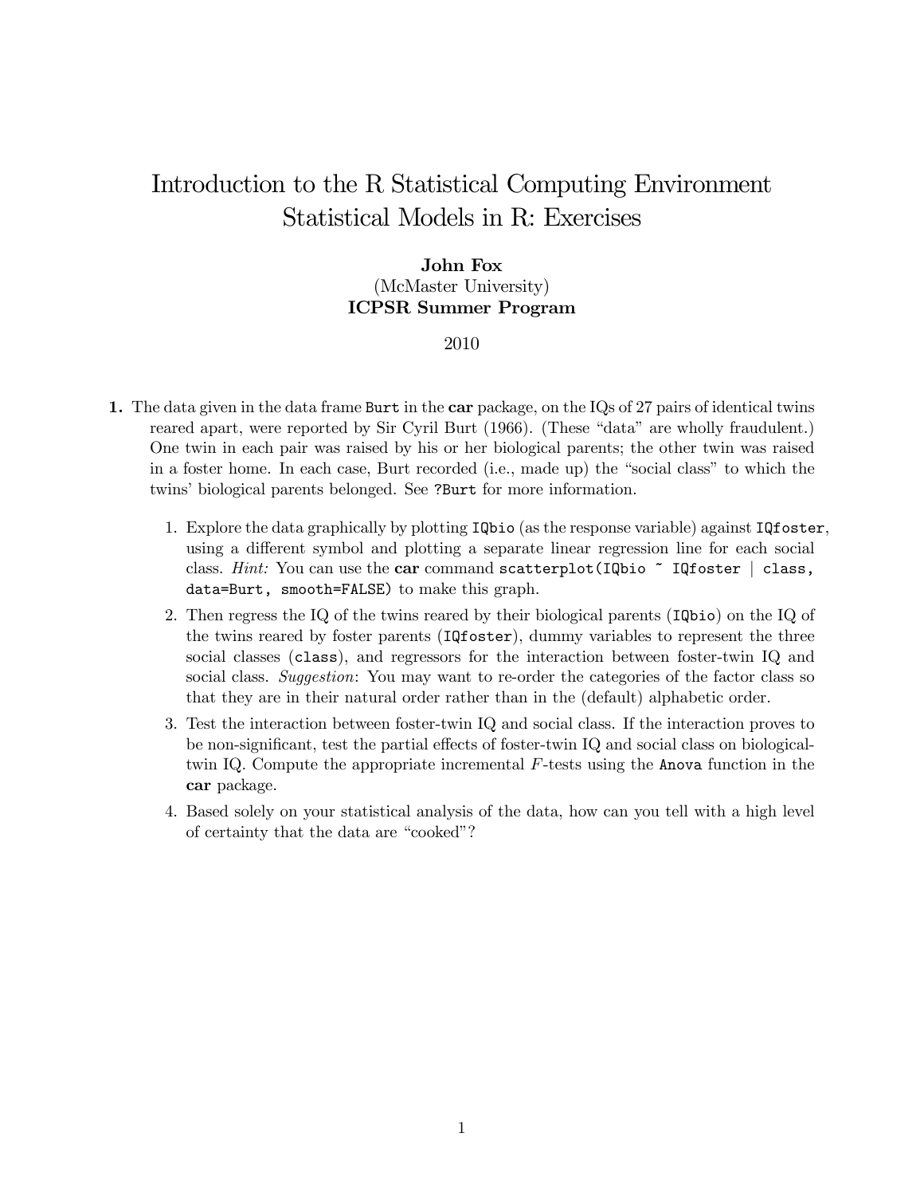# Introduction to the R Statistical Computing Environment
# Statistical Models in R: Exercises

**John Fox**
(McMaster University)
**ICPSR Summer Program**

2010

**1.** The data given in the data frame `Burt` in the **car** package, on the IQs of 27 pairs of identical twins reared apart, were reported by Sir Cyril Burt (1966). (These "data" are wholly fraudulent.) One twin in each pair was raised by his or her biological parents; the other twin was raised in a foster home. In each case, Burt recorded (i.e., made up) the "social class" to which the twins' biological parents belonged. See `?Burt` for more information.

1. Explore the data graphically by plotting `IQbio` (as the response variable) against `IQfoster`, using a different symbol and plotting a separate linear regression line for each social class. *Hint:* You can use the **car** command `scatterplot(IQbio ~ IQfoster | class, data=Burt, smooth=FALSE)` to make this graph.
2. Then regress the IQ of the twins reared by their biological parents (`IQbio`) on the IQ of the twins reared by foster parents (`IQfoster`), dummy variables to represent the three social classes (`class`), and regressors for the interaction between foster-twin IQ and social class. *Suggestion*: You may want to re-order the categories of the factor class so that they are in their natural order rather than in the (default) alphabetic order.
3. Test the interaction between foster-twin IQ and social class. If the interaction proves to be non-significant, test the partial effects of foster-twin IQ and social class on biological-twin IQ. Compute the appropriate incremental $F$-tests using the `Anova` function in the **car** package.
4. Based solely on your statistical analysis of the data, how can you tell with a high level of certainty that the data are "cooked"?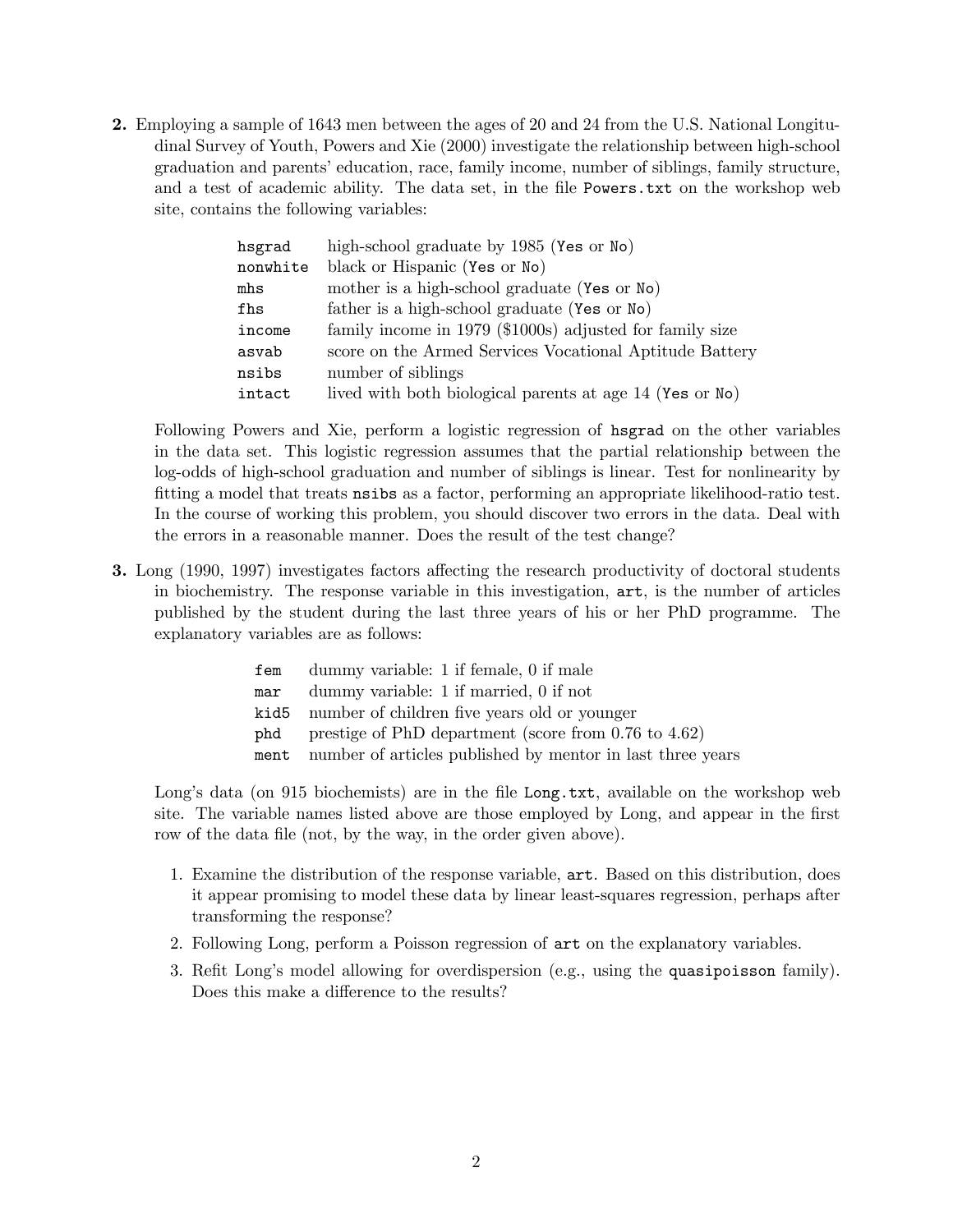**2.** Employing a sample of 1643 men between the ages of 20 and 24 from the U.S. National Longitudinal Survey of Youth, Powers and Xie (2000) investigate the relationship between high-school graduation and parents' education, race, family income, number of siblings, family structure, and a test of academic ability. The data set, in the file `Powers.txt` on the workshop web site, contains the following variables:

| | |
|---|---|
| `hsgrad` | high-school graduate by 1985 (`Yes` or `No`) |
| `nonwhite` | black or Hispanic (`Yes` or `No`) |
| `mhs` | mother is a high-school graduate (`Yes` or `No`) |
| `fhs` | father is a high-school graduate (`Yes` or `No`) |
| `income` | family income in 1979 ($1000s) adjusted for family size |
| `asvab` | score on the Armed Services Vocational Aptitude Battery |
| `nsibs` | number of siblings |
| `intact` | lived with both biological parents at age 14 (`Yes` or `No`) |

Following Powers and Xie, perform a logistic regression of `hsgrad` on the other variables in the data set. This logistic regression assumes that the partial relationship between the log-odds of high-school graduation and number of siblings is linear. Test for nonlinearity by fitting a model that treats `nsibs` as a factor, performing an appropriate likelihood-ratio test. In the course of working this problem, you should discover two errors in the data. Deal with the errors in a reasonable manner. Does the result of the test change?

**3.** Long (1990, 1997) investigates factors affecting the research productivity of doctoral students in biochemistry. The response variable in this investigation, `art`, is the number of articles published by the student during the last three years of his or her PhD programme. The explanatory variables are as follows:

| | |
|---|---|
| `fem` | dummy variable: 1 if female, 0 if male |
| `mar` | dummy variable: 1 if married, 0 if not |
| `kid5` | number of children five years old or younger |
| `phd` | prestige of PhD department (score from 0.76 to 4.62) |
| `ment` | number of articles published by mentor in last three years |

Long's data (on 915 biochemists) are in the file `Long.txt`, available on the workshop web site. The variable names listed above are those employed by Long, and appear in the first row of the data file (not, by the way, in the order given above).

1. Examine the distribution of the response variable, `art`. Based on this distribution, does it appear promising to model these data by linear least-squares regression, perhaps after transforming the response?
2. Following Long, perform a Poisson regression of `art` on the explanatory variables.
3. Refit Long's model allowing for overdispersion (e.g., using the `quasipoisson` family). Does this make a difference to the results?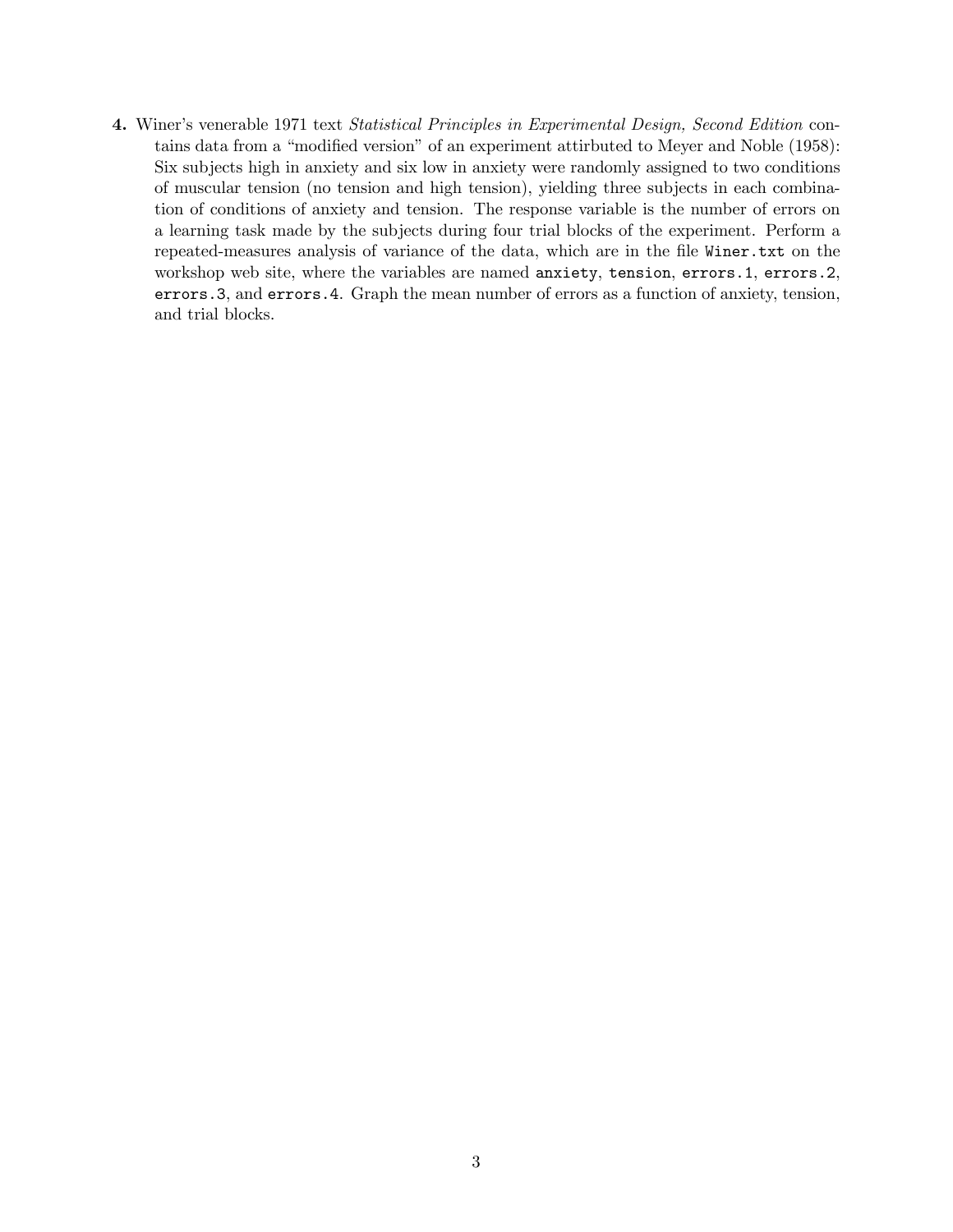**4.** Winer's venerable 1971 text *Statistical Principles in Experimental Design, Second Edition* contains data from a "modified version" of an experiment attirbuted to Meyer and Noble (1958): Six subjects high in anxiety and six low in anxiety were randomly assigned to two conditions of muscular tension (no tension and high tension), yielding three subjects in each combination of conditions of anxiety and tension. The response variable is the number of errors on a learning task made by the subjects during four trial blocks of the experiment. Perform a repeated-measures analysis of variance of the data, which are in the file `Winer.txt` on the workshop web site, where the variables are named `anxiety`, `tension`, `errors.1`, `errors.2`, `errors.3`, and `errors.4`. Graph the mean number of errors as a function of anxiety, tension, and trial blocks.